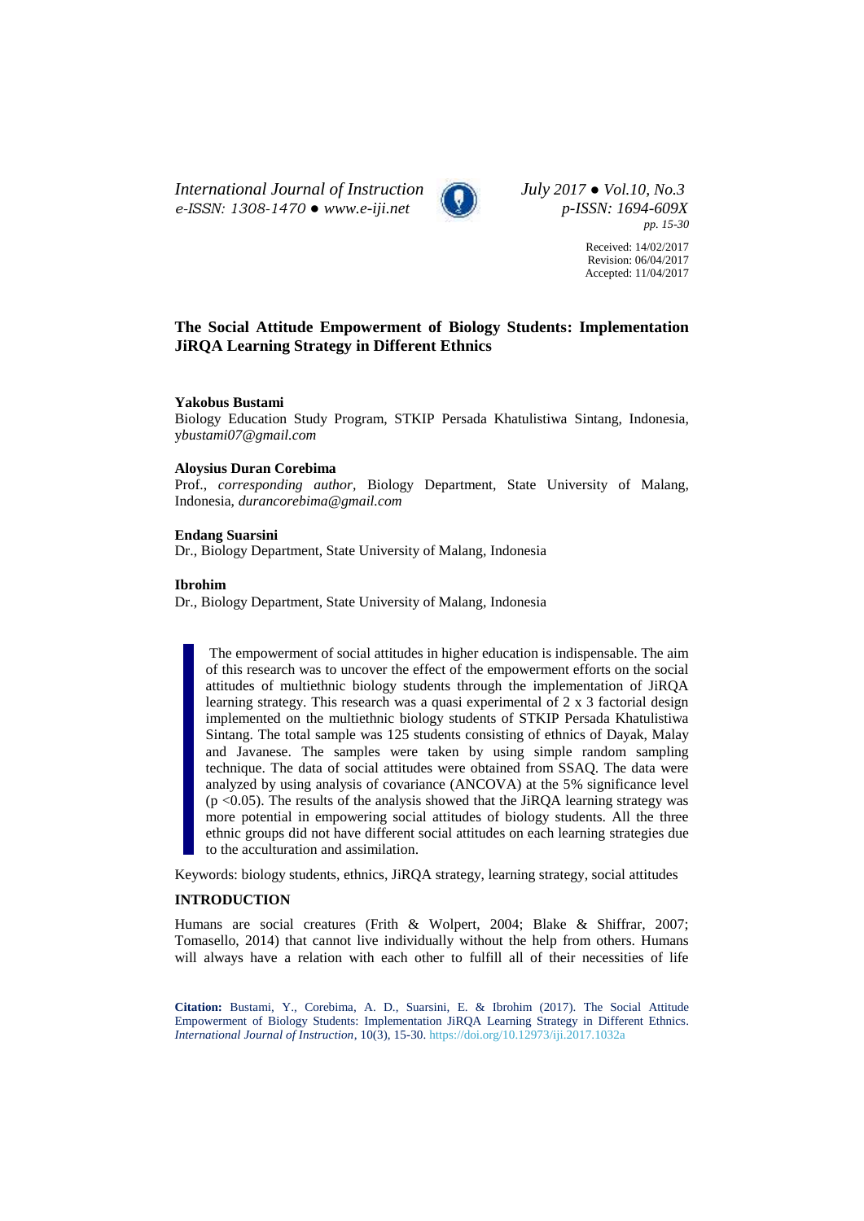# The Social Attitude Empowerment of Biology Students: Implementation JiRQA Learning Strategy in Different Ethnics

Received: 14/02/2017
Revision: 06/04/2017
Accepted: 11/04/2017

**Yakobus Bustami**
Biology Education Study Program, STKIP Persada Khatulistiwa Sintang, Indonesia, *ybustami07@gmail.com*

**Aloysius Duran Corebima**
Prof., *corresponding author*, Biology Department, State University of Malang, Indonesia, *durancorebima@gmail.com*

**Endang Suarsini**
Dr., Biology Department, State University of Malang, Indonesia

**Ibrohim**
Dr., Biology Department, State University of Malang, Indonesia

The empowerment of social attitudes in higher education is indispensable. The aim of this research was to uncover the effect of the empowerment efforts on the social attitudes of multiethnic biology students through the implementation of JiRQA learning strategy. This research was a quasi experimental of 2 x 3 factorial design implemented on the multiethnic biology students of STKIP Persada Khatulistiwa Sintang. The total sample was 125 students consisting of ethnics of Dayak, Malay and Javanese. The samples were taken by using simple random sampling technique. The data of social attitudes were obtained from SSAQ. The data were analyzed by using analysis of covariance (ANCOVA) at the 5% significance level ($p < 0.05$). The results of the analysis showed that the JiRQA learning strategy was more potential in empowering social attitudes of biology students. All the three ethnic groups did not have different social attitudes on each learning strategies due to the acculturation and assimilation.

Keywords: biology students, ethnics, JiRQA strategy, learning strategy, social attitudes

## INTRODUCTION

Humans are social creatures (Frith & Wolpert, 2004; Blake & Shiffrar, 2007; Tomasello, 2014) that cannot live individually without the help from others. Humans will always have a relation with each other to fulfill all of their necessities of life

**Citation:** Bustami, Y., Corebima, A. D., Suarsini, E. & Ibrohim (2017). The Social Attitude Empowerment of Biology Students: Implementation JiRQA Learning Strategy in Different Ethnics. *International Journal of Instruction*, 10(3), 15-30. https://doi.org/10.12973/iji.2017.1032a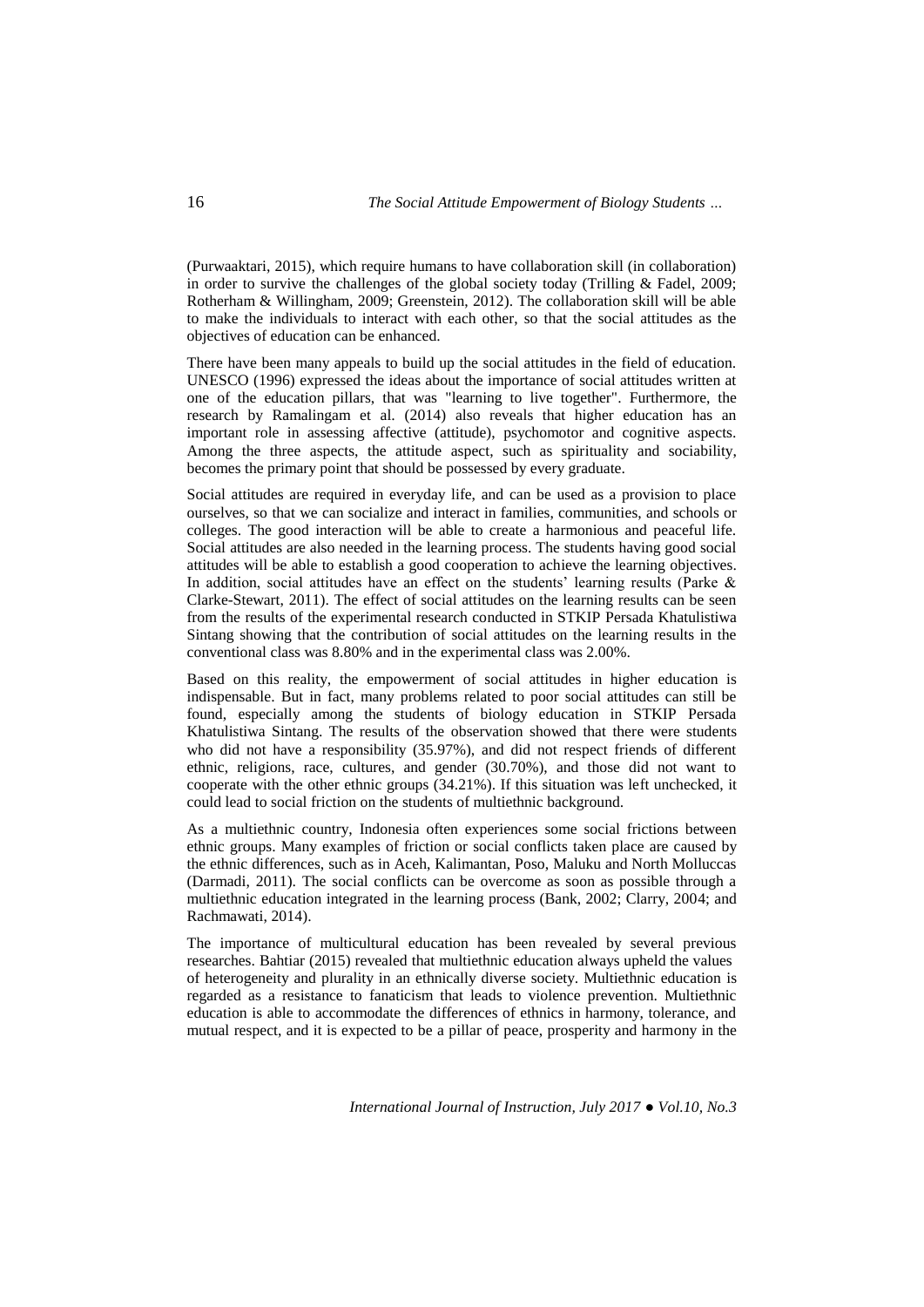(Purwaaktari, 2015), which require humans to have collaboration skill (in collaboration) in order to survive the challenges of the global society today (Trilling & Fadel, 2009; Rotherham & Willingham, 2009; Greenstein, 2012). The collaboration skill will be able to make the individuals to interact with each other, so that the social attitudes as the objectives of education can be enhanced.

There have been many appeals to build up the social attitudes in the field of education. UNESCO (1996) expressed the ideas about the importance of social attitudes written at one of the education pillars, that was "learning to live together". Furthermore, the research by Ramalingam et al. (2014) also reveals that higher education has an important role in assessing affective (attitude), psychomotor and cognitive aspects. Among the three aspects, the attitude aspect, such as spirituality and sociability, becomes the primary point that should be possessed by every graduate.

Social attitudes are required in everyday life, and can be used as a provision to place ourselves, so that we can socialize and interact in families, communities, and schools or colleges. The good interaction will be able to create a harmonious and peaceful life. Social attitudes are also needed in the learning process. The students having good social attitudes will be able to establish a good cooperation to achieve the learning objectives. In addition, social attitudes have an effect on the students' learning results (Parke & Clarke-Stewart, 2011). The effect of social attitudes on the learning results can be seen from the results of the experimental research conducted in STKIP Persada Khatulistiwa Sintang showing that the contribution of social attitudes on the learning results in the conventional class was 8.80% and in the experimental class was 2.00%.

Based on this reality, the empowerment of social attitudes in higher education is indispensable. But in fact, many problems related to poor social attitudes can still be found, especially among the students of biology education in STKIP Persada Khatulistiwa Sintang. The results of the observation showed that there were students who did not have a responsibility (35.97%), and did not respect friends of different ethnic, religions, race, cultures, and gender (30.70%), and those did not want to cooperate with the other ethnic groups (34.21%). If this situation was left unchecked, it could lead to social friction on the students of multiethnic background.

As a multiethnic country, Indonesia often experiences some social frictions between ethnic groups. Many examples of friction or social conflicts taken place are caused by the ethnic differences, such as in Aceh, Kalimantan, Poso, Maluku and North Molluccas (Darmadi, 2011). The social conflicts can be overcome as soon as possible through a multiethnic education integrated in the learning process (Bank, 2002; Clarry, 2004; and Rachmawati, 2014).

The importance of multicultural education has been revealed by several previous researches. Bahtiar (2015) revealed that multiethnic education always upheld the values of heterogeneity and plurality in an ethnically diverse society. Multiethnic education is regarded as a resistance to fanaticism that leads to violence prevention. Multiethnic education is able to accommodate the differences of ethnics in harmony, tolerance, and mutual respect, and it is expected to be a pillar of peace, prosperity and harmony in the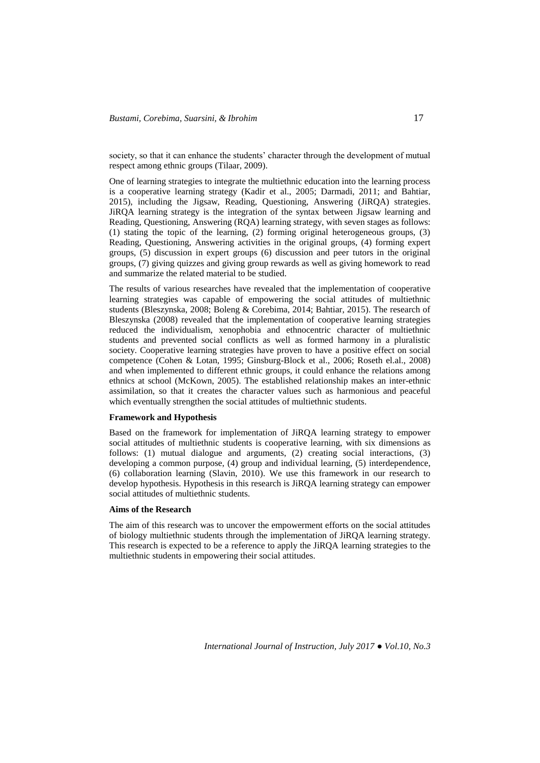society, so that it can enhance the students' character through the development of mutual respect among ethnic groups (Tilaar, 2009).

One of learning strategies to integrate the multiethnic education into the learning process is a cooperative learning strategy (Kadir et al., 2005; Darmadi, 2011; and Bahtiar, 2015), including the Jigsaw, Reading, Questioning, Answering (JiRQA) strategies. JiRQA learning strategy is the integration of the syntax between Jigsaw learning and Reading, Questioning, Answering (RQA) learning strategy, with seven stages as follows: (1) stating the topic of the learning, (2) forming original heterogeneous groups, (3) Reading, Questioning, Answering activities in the original groups, (4) forming expert groups, (5) discussion in expert groups (6) discussion and peer tutors in the original groups, (7) giving quizzes and giving group rewards as well as giving homework to read and summarize the related material to be studied.

The results of various researches have revealed that the implementation of cooperative learning strategies was capable of empowering the social attitudes of multiethnic students (Bleszynska, 2008; Boleng & Corebima, 2014; Bahtiar, 2015). The research of Bleszynska (2008) revealed that the implementation of cooperative learning strategies reduced the individualism, xenophobia and ethnocentric character of multiethnic students and prevented social conflicts as well as formed harmony in a pluralistic society. Cooperative learning strategies have proven to have a positive effect on social competence (Cohen & Lotan, 1995; Ginsburg-Block et al., 2006; Roseth el.al., 2008) and when implemented to different ethnic groups, it could enhance the relations among ethnics at school (McKown, 2005). The established relationship makes an inter-ethnic assimilation, so that it creates the character values such as harmonious and peaceful which eventually strengthen the social attitudes of multiethnic students.

### Framework and Hypothesis

Based on the framework for implementation of JiRQA learning strategy to empower social attitudes of multiethnic students is cooperative learning, with six dimensions as follows: (1) mutual dialogue and arguments, (2) creating social interactions, (3) developing a common purpose, (4) group and individual learning, (5) interdependence, (6) collaboration learning (Slavin, 2010). We use this framework in our research to develop hypothesis. Hypothesis in this research is JiRQA learning strategy can empower social attitudes of multiethnic students.

### Aims of the Research

The aim of this research was to uncover the empowerment efforts on the social attitudes of biology multiethnic students through the implementation of JiRQA learning strategy. This research is expected to be a reference to apply the JiRQA learning strategies to the multiethnic students in empowering their social attitudes.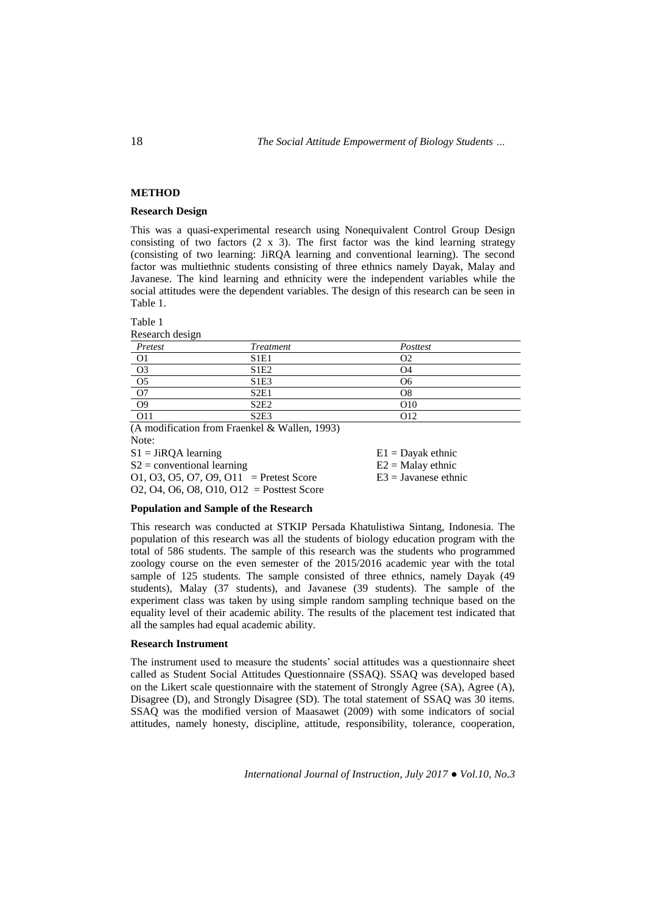## METHOD

### Research Design

This was a quasi-experimental research using Nonequivalent Control Group Design consisting of two factors (2 x 3). The first factor was the kind learning strategy (consisting of two learning: JiRQA learning and conventional learning). The second factor was multiethnic students consisting of three ethnics namely Dayak, Malay and Javanese. The kind learning and ethnicity were the independent variables while the social attitudes were the dependent variables. The design of this research can be seen in Table 1.

Table 1
Research design

| *Pretest* | *Treatment* | *Posttest* |
|---|---|---|
| O1 | S1E1 | O2 |
| O3 | S1E2 | O4 |
| O5 | S1E3 | O6 |
| O7 | S2E1 | O8 |
| O9 | S2E2 | O10 |
| O11 | S2E3 | O12 |

(A modification from Fraenkel & Wallen, 1993)

Note:

S1 = JiRQA learning
S2 = conventional learning
O1, O3, O5, O7, O9, O11 = Pretest Score
O2, O4, O6, O8, O10, O12 = Posttest Score
E1 = Dayak ethnic
E2 = Malay ethnic
E3 = Javanese ethnic

### Population and Sample of the Research

This research was conducted at STKIP Persada Khatulistiwa Sintang, Indonesia. The population of this research was all the students of biology education program with the total of 586 students. The sample of this research was the students who programmed zoology course on the even semester of the 2015/2016 academic year with the total sample of 125 students. The sample consisted of three ethnics, namely Dayak (49 students), Malay (37 students), and Javanese (39 students). The sample of the experiment class was taken by using simple random sampling technique based on the equality level of their academic ability. The results of the placement test indicated that all the samples had equal academic ability.

### Research Instrument

The instrument used to measure the students' social attitudes was a questionnaire sheet called as Student Social Attitudes Questionnaire (SSAQ). SSAQ was developed based on the Likert scale questionnaire with the statement of Strongly Agree (SA), Agree (A), Disagree (D), and Strongly Disagree (SD). The total statement of SSAQ was 30 items. SSAQ was the modified version of Maasawet (2009) with some indicators of social attitudes, namely honesty, discipline, attitude, responsibility, tolerance, cooperation,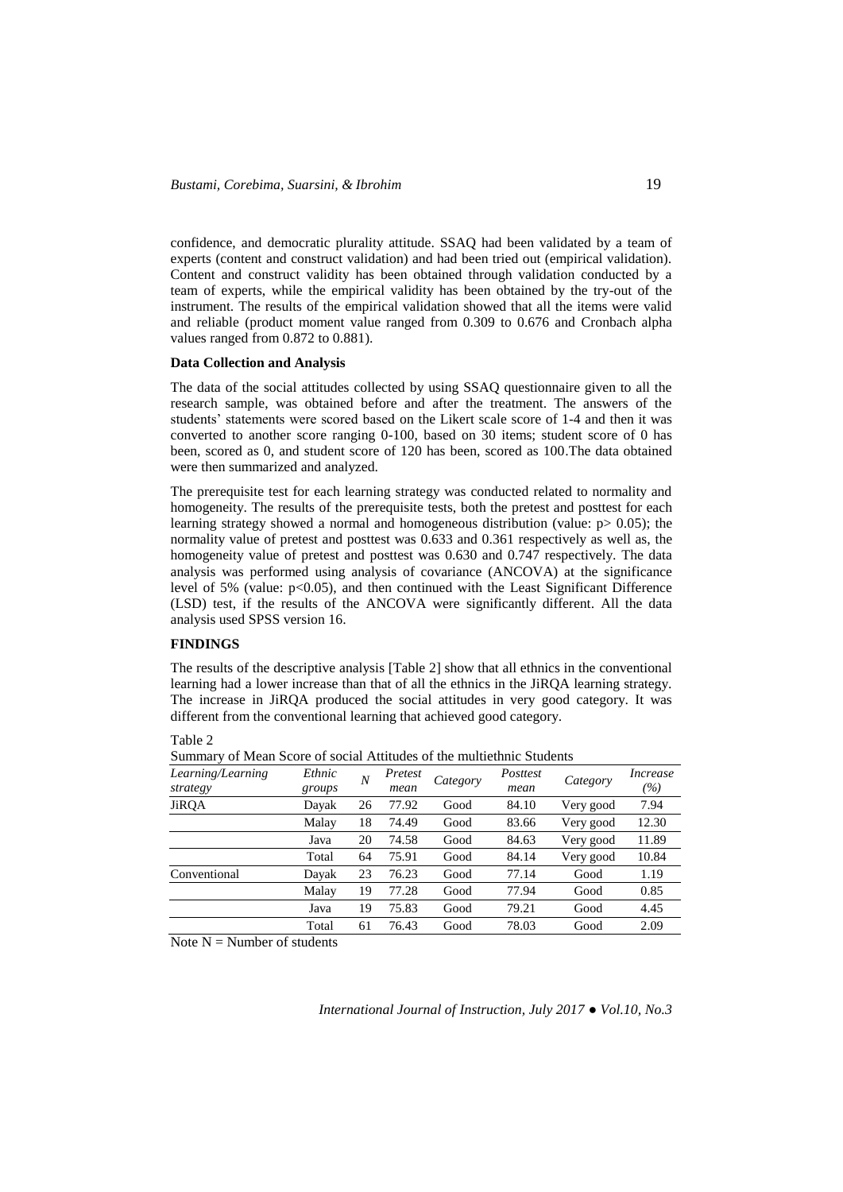confidence, and democratic plurality attitude. SSAQ had been validated by a team of experts (content and construct validation) and had been tried out (empirical validation). Content and construct validity has been obtained through validation conducted by a team of experts, while the empirical validity has been obtained by the try-out of the instrument. The results of the empirical validation showed that all the items were valid and reliable (product moment value ranged from 0.309 to 0.676 and Cronbach alpha values ranged from 0.872 to 0.881).

### Data Collection and Analysis

The data of the social attitudes collected by using SSAQ questionnaire given to all the research sample, was obtained before and after the treatment. The answers of the students' statements were scored based on the Likert scale score of 1-4 and then it was converted to another score ranging 0-100, based on 30 items; student score of 0 has been, scored as 0, and student score of 120 has been, scored as 100.The data obtained were then summarized and analyzed.

The prerequisite test for each learning strategy was conducted related to normality and homogeneity. The results of the prerequisite tests, both the pretest and posttest for each learning strategy showed a normal and homogeneous distribution (value: $p > 0.05$); the normality value of pretest and posttest was 0.633 and 0.361 respectively as well as, the homogeneity value of pretest and posttest was 0.630 and 0.747 respectively. The data analysis was performed using analysis of covariance (ANCOVA) at the significance level of 5% (value: $p < 0.05$), and then continued with the Least Significant Difference (LSD) test, if the results of the ANCOVA were significantly different. All the data analysis used SPSS version 16.

## FINDINGS

The results of the descriptive analysis [Table 2] show that all ethnics in the conventional learning had a lower increase than that of all the ethnics in the JiRQA learning strategy. The increase in JiRQA produced the social attitudes in very good category. It was different from the conventional learning that achieved good category.

Table 2
Summary of Mean Score of social Attitudes of the multiethnic Students

| *Learning/Learning strategy* | *Ethnic groups* | *N* | *Pretest mean* | *Category* | *Posttest mean* | *Category* | *Increase (%)* |
|---|---|---|---|---|---|---|---|
| JiRQA | Dayak | 26 | 77.92 | Good | 84.10 | Very good | 7.94 |
| | Malay | 18 | 74.49 | Good | 83.66 | Very good | 12.30 |
| | Java | 20 | 74.58 | Good | 84.63 | Very good | 11.89 |
| | Total | 64 | 75.91 | Good | 84.14 | Very good | 10.84 |
| Conventional | Dayak | 23 | 76.23 | Good | 77.14 | Good | 1.19 |
| | Malay | 19 | 77.28 | Good | 77.94 | Good | 0.85 |
| | Java | 19 | 75.83 | Good | 79.21 | Good | 4.45 |
| | Total | 61 | 76.43 | Good | 78.03 | Good | 2.09 |

Note N = Number of students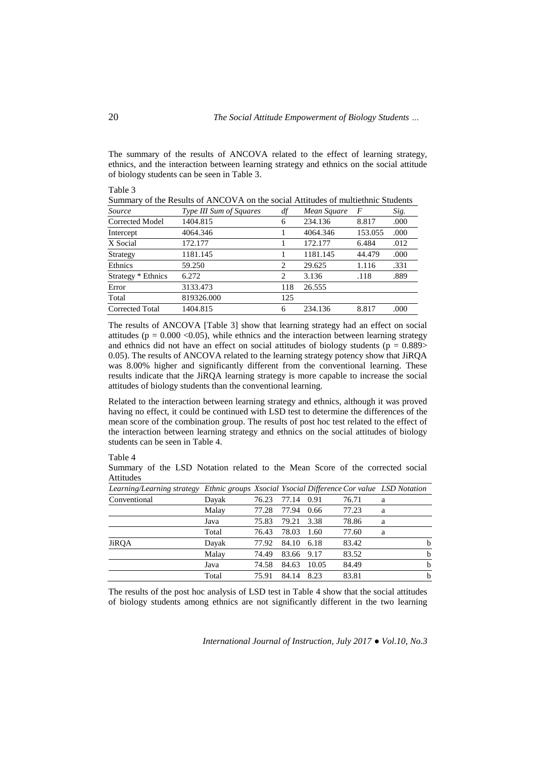The summary of the results of ANCOVA related to the effect of learning strategy, ethnics, and the interaction between learning strategy and ethnics on the social attitude of biology students can be seen in Table 3.

Table 3
Summary of the Results of ANCOVA on the social Attitudes of multiethnic Students

| *Source* | *Type III Sum of Squares* | *df* | *Mean Square* | *F* | *Sig.* |
|---|---|---|---|---|---|
| Corrected Model | 1404.815 | 6 | 234.136 | 8.817 | .000 |
| Intercept | 4064.346 | 1 | 4064.346 | 153.055 | .000 |
| X Social | 172.177 | 1 | 172.177 | 6.484 | .012 |
| Strategy | 1181.145 | 1 | 1181.145 | 44.479 | .000 |
| Ethnics | 59.250 | 2 | 29.625 | 1.116 | .331 |
| Strategy * Ethnics | 6.272 | 2 | 3.136 | .118 | .889 |
| Error | 3133.473 | 118 | 26.555 | | |
| Total | 819326.000 | 125 | | | |
| Corrected Total | 1404.815 | 6 | 234.136 | 8.817 | .000 |

The results of ANCOVA [Table 3] show that learning strategy had an effect on social attitudes ($p = 0.000 < 0.05$), while ethnics and the interaction between learning strategy and ethnics did not have an effect on social attitudes of biology students ($p = 0.889 > 0.05$). The results of ANCOVA related to the learning strategy potency show that JiRQA was 8.00% higher and significantly different from the conventional learning. These results indicate that the JiRQA learning strategy is more capable to increase the social attitudes of biology students than the conventional learning.

Related to the interaction between learning strategy and ethnics, although it was proved having no effect, it could be continued with LSD test to determine the differences of the mean score of the combination group. The results of post hoc test related to the effect of the interaction between learning strategy and ethnics on the social attitudes of biology students can be seen in Table 4.

Table 4
Summary of the LSD Notation related to the Mean Score of the corrected social Attitudes

| *Learning/Learning strategy* | *Ethnic groups* | *Xsocial* | *Ysocial* | *Difference* | *Cor value* | *LSD Notation* | |
|---|---|---|---|---|---|---|---|
| Conventional | Dayak | 76.23 | 77.14 | 0.91 | 76.71 | a | |
| | Malay | 77.28 | 77.94 | 0.66 | 77.23 | a | |
| | Java | 75.83 | 79.21 | 3.38 | 78.86 | a | |
| | Total | 76.43 | 78.03 | 1.60 | 77.60 | a | |
| JiRQA | Dayak | 77.92 | 84.10 | 6.18 | 83.42 | | b |
| | Malay | 74.49 | 83.66 | 9.17 | 83.52 | | b |
| | Java | 74.58 | 84.63 | 10.05 | 84.49 | | b |
| | Total | 75.91 | 84.14 | 8.23 | 83.81 | | b |

The results of the post hoc analysis of LSD test in Table 4 show that the social attitudes of biology students among ethnics are not significantly different in the two learning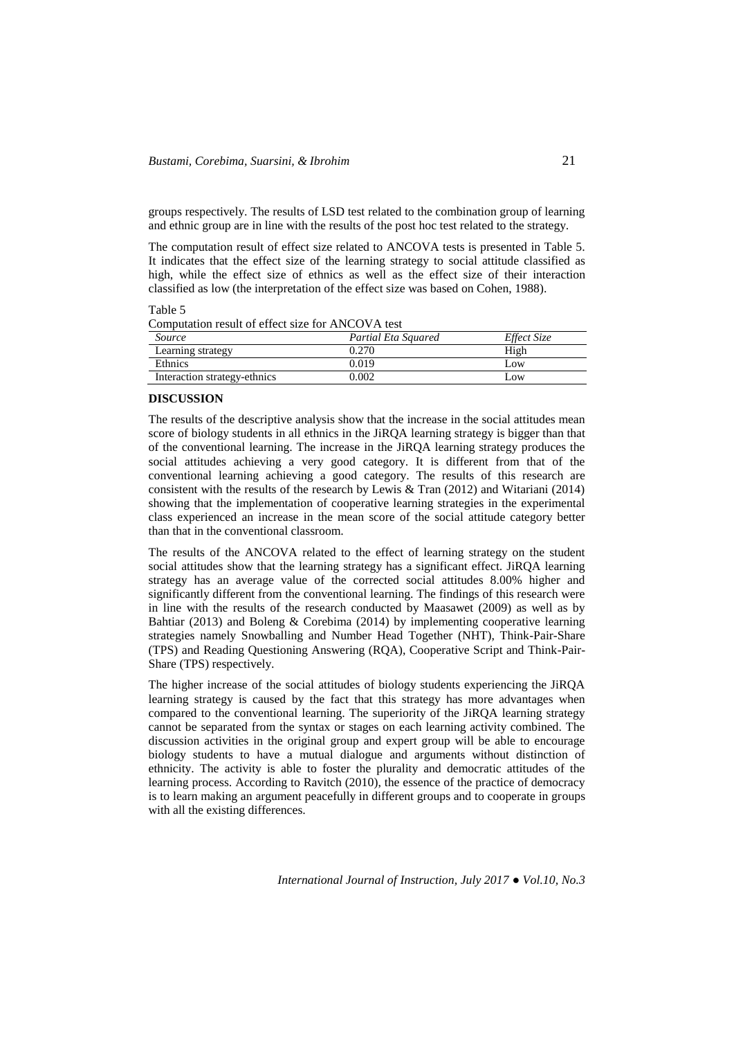groups respectively. The results of LSD test related to the combination group of learning and ethnic group are in line with the results of the post hoc test related to the strategy.

The computation result of effect size related to ANCOVA tests is presented in Table 5. It indicates that the effect size of the learning strategy to social attitude classified as high, while the effect size of ethnics as well as the effect size of their interaction classified as low (the interpretation of the effect size was based on Cohen, 1988).

Table 5

Computation result of effect size for ANCOVA test

| *Source* | *Partial Eta Squared* | *Effect Size* |
|---|---|---|
| Learning strategy | 0.270 | High |
| Ethnics | 0.019 | Low |
| Interaction strategy-ethnics | 0.002 | Low |

## DISCUSSION

The results of the descriptive analysis show that the increase in the social attitudes mean score of biology students in all ethnics in the JiRQA learning strategy is bigger than that of the conventional learning. The increase in the JiRQA learning strategy produces the social attitudes achieving a very good category. It is different from that of the conventional learning achieving a good category. The results of this research are consistent with the results of the research by Lewis & Tran (2012) and Witariani (2014) showing that the implementation of cooperative learning strategies in the experimental class experienced an increase in the mean score of the social attitude category better than that in the conventional classroom.

The results of the ANCOVA related to the effect of learning strategy on the student social attitudes show that the learning strategy has a significant effect. JiRQA learning strategy has an average value of the corrected social attitudes 8.00% higher and significantly different from the conventional learning. The findings of this research were in line with the results of the research conducted by Maasawet (2009) as well as by Bahtiar (2013) and Boleng & Corebima (2014) by implementing cooperative learning strategies namely Snowballing and Number Head Together (NHT), Think-Pair-Share (TPS) and Reading Questioning Answering (RQA), Cooperative Script and Think-Pair-Share (TPS) respectively.

The higher increase of the social attitudes of biology students experiencing the JiRQA learning strategy is caused by the fact that this strategy has more advantages when compared to the conventional learning. The superiority of the JiRQA learning strategy cannot be separated from the syntax or stages on each learning activity combined. The discussion activities in the original group and expert group will be able to encourage biology students to have a mutual dialogue and arguments without distinction of ethnicity. The activity is able to foster the plurality and democratic attitudes of the learning process. According to Ravitch (2010), the essence of the practice of democracy is to learn making an argument peacefully in different groups and to cooperate in groups with all the existing differences.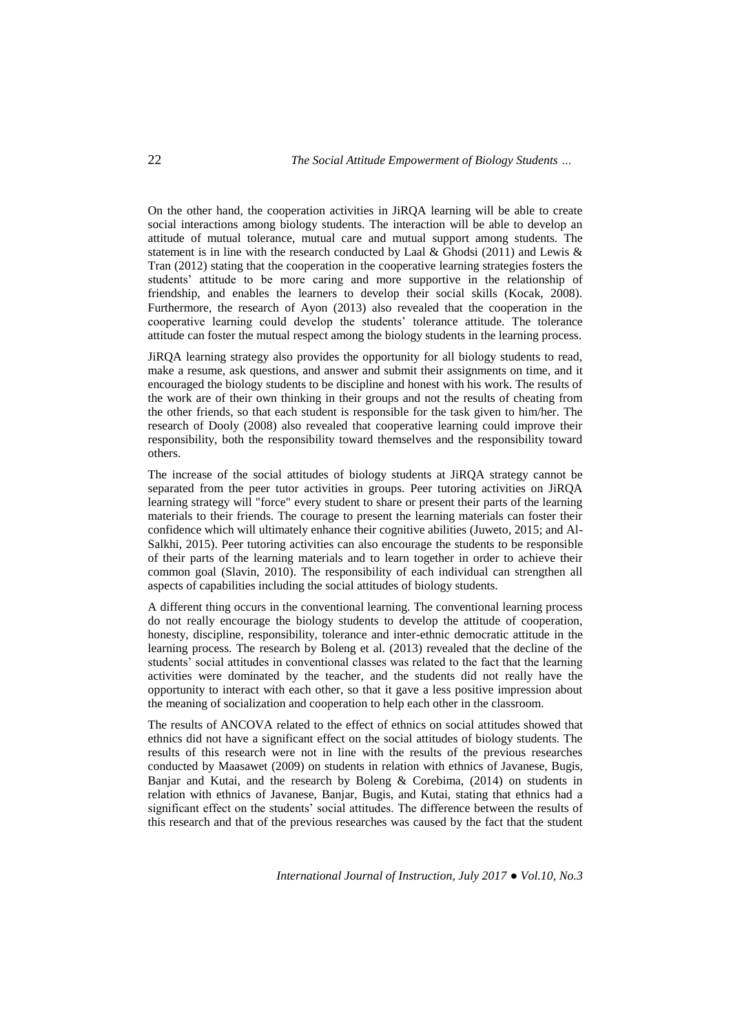On the other hand, the cooperation activities in JiRQA learning will be able to create social interactions among biology students. The interaction will be able to develop an attitude of mutual tolerance, mutual care and mutual support among students. The statement is in line with the research conducted by Laal & Ghodsi (2011) and Lewis & Tran (2012) stating that the cooperation in the cooperative learning strategies fosters the students' attitude to be more caring and more supportive in the relationship of friendship, and enables the learners to develop their social skills (Kocak, 2008). Furthermore, the research of Ayon (2013) also revealed that the cooperation in the cooperative learning could develop the students' tolerance attitude. The tolerance attitude can foster the mutual respect among the biology students in the learning process.

JiRQA learning strategy also provides the opportunity for all biology students to read, make a resume, ask questions, and answer and submit their assignments on time, and it encouraged the biology students to be discipline and honest with his work. The results of the work are of their own thinking in their groups and not the results of cheating from the other friends, so that each student is responsible for the task given to him/her. The research of Dooly (2008) also revealed that cooperative learning could improve their responsibility, both the responsibility toward themselves and the responsibility toward others.

The increase of the social attitudes of biology students at JiRQA strategy cannot be separated from the peer tutor activities in groups. Peer tutoring activities on JiRQA learning strategy will "force" every student to share or present their parts of the learning materials to their friends. The courage to present the learning materials can foster their confidence which will ultimately enhance their cognitive abilities (Juweto, 2015; and Al-Salkhi, 2015). Peer tutoring activities can also encourage the students to be responsible of their parts of the learning materials and to learn together in order to achieve their common goal (Slavin, 2010). The responsibility of each individual can strengthen all aspects of capabilities including the social attitudes of biology students.

A different thing occurs in the conventional learning. The conventional learning process do not really encourage the biology students to develop the attitude of cooperation, honesty, discipline, responsibility, tolerance and inter-ethnic democratic attitude in the learning process. The research by Boleng et al. (2013) revealed that the decline of the students' social attitudes in conventional classes was related to the fact that the learning activities were dominated by the teacher, and the students did not really have the opportunity to interact with each other, so that it gave a less positive impression about the meaning of socialization and cooperation to help each other in the classroom.

The results of ANCOVA related to the effect of ethnics on social attitudes showed that ethnics did not have a significant effect on the social attitudes of biology students. The results of this research were not in line with the results of the previous researches conducted by Maasawet (2009) on students in relation with ethnics of Javanese, Bugis, Banjar and Kutai, and the research by Boleng & Corebima, (2014) on students in relation with ethnics of Javanese, Banjar, Bugis, and Kutai, stating that ethnics had a significant effect on the students' social attitudes. The difference between the results of this research and that of the previous researches was caused by the fact that the student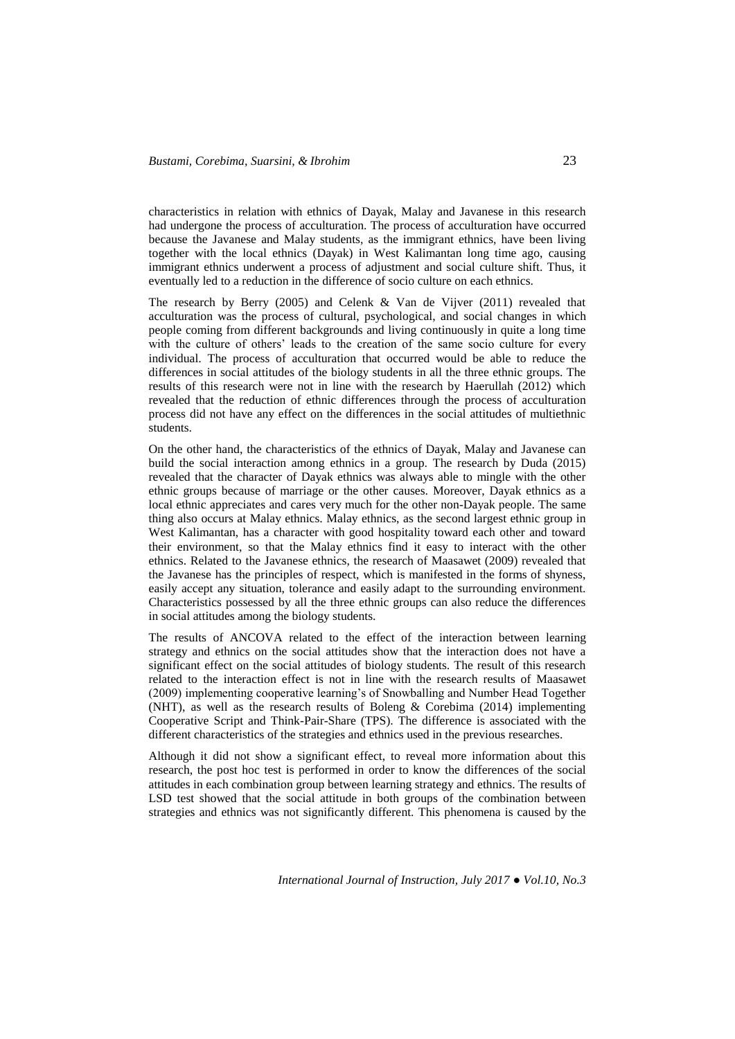characteristics in relation with ethnics of Dayak, Malay and Javanese in this research had undergone the process of acculturation. The process of acculturation have occurred because the Javanese and Malay students, as the immigrant ethnics, have been living together with the local ethnics (Dayak) in West Kalimantan long time ago, causing immigrant ethnics underwent a process of adjustment and social culture shift. Thus, it eventually led to a reduction in the difference of socio culture on each ethnics.

The research by Berry (2005) and Celenk & Van de Vijver (2011) revealed that acculturation was the process of cultural, psychological, and social changes in which people coming from different backgrounds and living continuously in quite a long time with the culture of others' leads to the creation of the same socio culture for every individual. The process of acculturation that occurred would be able to reduce the differences in social attitudes of the biology students in all the three ethnic groups. The results of this research were not in line with the research by Haerullah (2012) which revealed that the reduction of ethnic differences through the process of acculturation process did not have any effect on the differences in the social attitudes of multiethnic students.

On the other hand, the characteristics of the ethnics of Dayak, Malay and Javanese can build the social interaction among ethnics in a group. The research by Duda (2015) revealed that the character of Dayak ethnics was always able to mingle with the other ethnic groups because of marriage or the other causes. Moreover, Dayak ethnics as a local ethnic appreciates and cares very much for the other non-Dayak people. The same thing also occurs at Malay ethnics. Malay ethnics, as the second largest ethnic group in West Kalimantan, has a character with good hospitality toward each other and toward their environment, so that the Malay ethnics find it easy to interact with the other ethnics. Related to the Javanese ethnics, the research of Maasawet (2009) revealed that the Javanese has the principles of respect, which is manifested in the forms of shyness, easily accept any situation, tolerance and easily adapt to the surrounding environment. Characteristics possessed by all the three ethnic groups can also reduce the differences in social attitudes among the biology students.

The results of ANCOVA related to the effect of the interaction between learning strategy and ethnics on the social attitudes show that the interaction does not have a significant effect on the social attitudes of biology students. The result of this research related to the interaction effect is not in line with the research results of Maasawet (2009) implementing cooperative learning's of Snowballing and Number Head Together (NHT), as well as the research results of Boleng & Corebima (2014) implementing Cooperative Script and Think-Pair-Share (TPS). The difference is associated with the different characteristics of the strategies and ethnics used in the previous researches.

Although it did not show a significant effect, to reveal more information about this research, the post hoc test is performed in order to know the differences of the social attitudes in each combination group between learning strategy and ethnics. The results of LSD test showed that the social attitude in both groups of the combination between strategies and ethnics was not significantly different. This phenomena is caused by the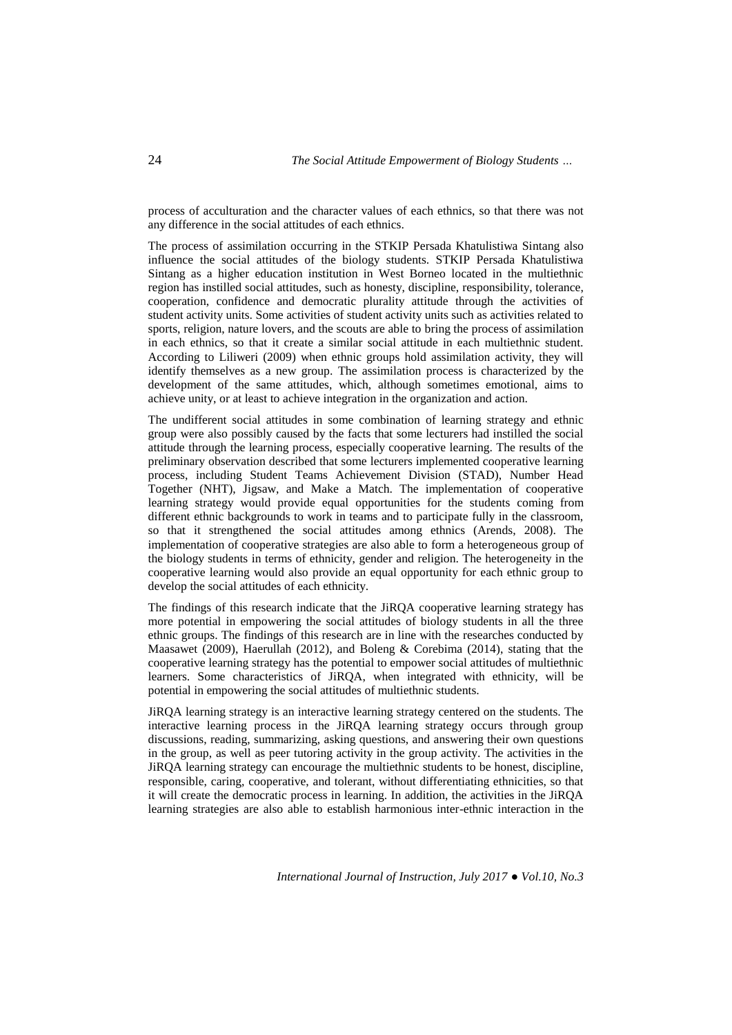process of acculturation and the character values of each ethnics, so that there was not any difference in the social attitudes of each ethnics.

The process of assimilation occurring in the STKIP Persada Khatulistiwa Sintang also influence the social attitudes of the biology students. STKIP Persada Khatulistiwa Sintang as a higher education institution in West Borneo located in the multiethnic region has instilled social attitudes, such as honesty, discipline, responsibility, tolerance, cooperation, confidence and democratic plurality attitude through the activities of student activity units. Some activities of student activity units such as activities related to sports, religion, nature lovers, and the scouts are able to bring the process of assimilation in each ethnics, so that it create a similar social attitude in each multiethnic student. According to Liliweri (2009) when ethnic groups hold assimilation activity, they will identify themselves as a new group. The assimilation process is characterized by the development of the same attitudes, which, although sometimes emotional, aims to achieve unity, or at least to achieve integration in the organization and action.

The undifferent social attitudes in some combination of learning strategy and ethnic group were also possibly caused by the facts that some lecturers had instilled the social attitude through the learning process, especially cooperative learning. The results of the preliminary observation described that some lecturers implemented cooperative learning process, including Student Teams Achievement Division (STAD), Number Head Together (NHT), Jigsaw, and Make a Match. The implementation of cooperative learning strategy would provide equal opportunities for the students coming from different ethnic backgrounds to work in teams and to participate fully in the classroom, so that it strengthened the social attitudes among ethnics (Arends, 2008). The implementation of cooperative strategies are also able to form a heterogeneous group of the biology students in terms of ethnicity, gender and religion. The heterogeneity in the cooperative learning would also provide an equal opportunity for each ethnic group to develop the social attitudes of each ethnicity.

The findings of this research indicate that the JiRQA cooperative learning strategy has more potential in empowering the social attitudes of biology students in all the three ethnic groups. The findings of this research are in line with the researches conducted by Maasawet (2009), Haerullah (2012), and Boleng & Corebima (2014), stating that the cooperative learning strategy has the potential to empower social attitudes of multiethnic learners. Some characteristics of JiRQA, when integrated with ethnicity, will be potential in empowering the social attitudes of multiethnic students.

JiRQA learning strategy is an interactive learning strategy centered on the students. The interactive learning process in the JiRQA learning strategy occurs through group discussions, reading, summarizing, asking questions, and answering their own questions in the group, as well as peer tutoring activity in the group activity. The activities in the JiRQA learning strategy can encourage the multiethnic students to be honest, discipline, responsible, caring, cooperative, and tolerant, without differentiating ethnicities, so that it will create the democratic process in learning. In addition, the activities in the JiRQA learning strategies are also able to establish harmonious inter-ethnic interaction in the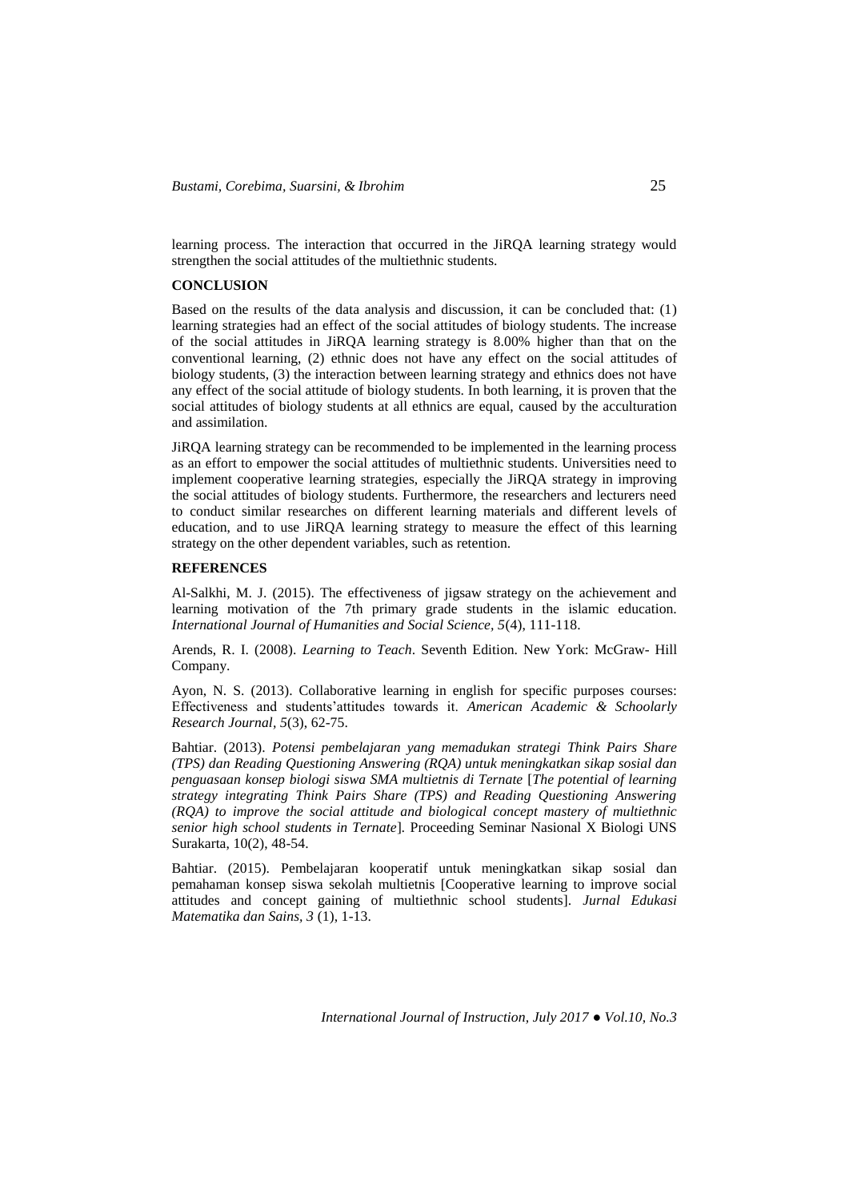learning process. The interaction that occurred in the JiRQA learning strategy would strengthen the social attitudes of the multiethnic students.

## CONCLUSION

Based on the results of the data analysis and discussion, it can be concluded that: (1) learning strategies had an effect of the social attitudes of biology students. The increase of the social attitudes in JiRQA learning strategy is 8.00% higher than that on the conventional learning, (2) ethnic does not have any effect on the social attitudes of biology students, (3) the interaction between learning strategy and ethnics does not have any effect of the social attitude of biology students. In both learning, it is proven that the social attitudes of biology students at all ethnics are equal, caused by the acculturation and assimilation.

JiRQA learning strategy can be recommended to be implemented in the learning process as an effort to empower the social attitudes of multiethnic students. Universities need to implement cooperative learning strategies, especially the JiRQA strategy in improving the social attitudes of biology students. Furthermore, the researchers and lecturers need to conduct similar researches on different learning materials and different levels of education, and to use JiRQA learning strategy to measure the effect of this learning strategy on the other dependent variables, such as retention.

## REFERENCES

Al-Salkhi, M. J. (2015). The effectiveness of jigsaw strategy on the achievement and learning motivation of the 7th primary grade students in the islamic education. *International Journal of Humanities and Social Science, 5*(4), 111-118.

Arends, R. I. (2008). *Learning to Teach*. Seventh Edition. New York: McGraw- Hill Company.

Ayon, N. S. (2013). Collaborative learning in english for specific purposes courses: Effectiveness and students'attitudes towards it. *American Academic & Schoolarly Research Journal, 5*(3), 62-75.

Bahtiar. (2013). *Potensi pembelajaran yang memadukan strategi Think Pairs Share (TPS) dan Reading Questioning Answering (RQA) untuk meningkatkan sikap sosial dan penguasaan konsep biologi siswa SMA multietnis di Ternate* [*The potential of learning strategy integrating Think Pairs Share (TPS) and Reading Questioning Answering (RQA) to improve the social attitude and biological concept mastery of multiethnic senior high school students in Ternate*]. Proceeding Seminar Nasional X Biologi UNS Surakarta, 10(2), 48-54.

Bahtiar. (2015). Pembelajaran kooperatif untuk meningkatkan sikap sosial dan pemahaman konsep siswa sekolah multietnis [Cooperative learning to improve social attitudes and concept gaining of multiethnic school students]. *Jurnal Edukasi Matematika dan Sains, 3* (1), 1-13.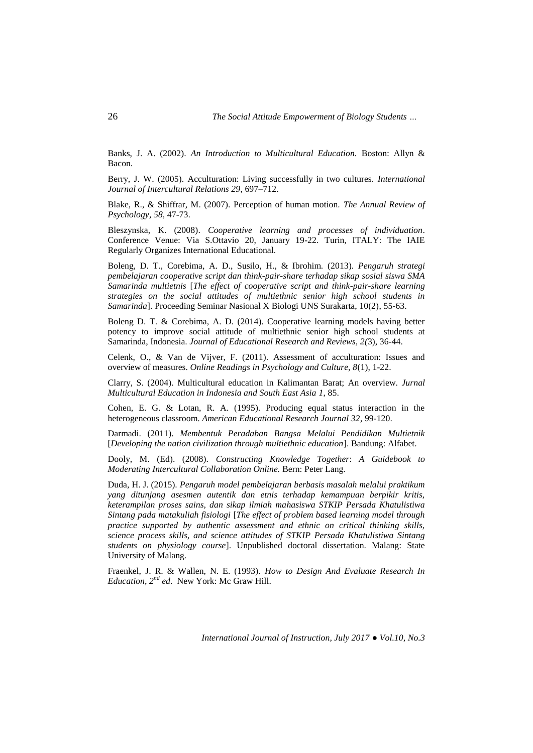Banks, J. A. (2002). *An Introduction to Multicultural Education.* Boston: Allyn & Bacon.

Berry, J. W. (2005). Acculturation: Living successfully in two cultures. *International Journal of Intercultural Relations 29*, 697–712.

Blake, R., & Shiffrar, M. (2007). Perception of human motion. *The Annual Review of Psychology, 58*, 47-73.

Bleszynska, K. (2008). *Cooperative learning and processes of individuation*. Conference Venue: Via S.Ottavio 20, January 19-22. Turin, ITALY: The IAIE Regularly Organizes International Educational.

Boleng, D. T., Corebima, A. D., Susilo, H., & Ibrohim. (2013). *Pengaruh strategi pembelajaran cooperative script dan think-pair-share terhadap sikap sosial siswa SMA Samarinda multietnis* [*The effect of cooperative script and think-pair-share learning strategies on the social attitudes of multiethnic senior high school students in Samarinda*]. Proceeding Seminar Nasional X Biologi UNS Surakarta, 10(2), 55-63.

Boleng D. T. & Corebima, A. D. (2014). Cooperative learning models having better potency to improve social attitude of multiethnic senior high school students at Samarinda, Indonesia. *Journal of Educational Research and Reviews, 2(*3), 36-44.

Celenk, O., & Van de Vijver, F. (2011). Assessment of acculturation: Issues and overview of measures. *Online Readings in Psychology and Culture, 8*(1), 1-22.

Clarry, S. (2004). Multicultural education in Kalimantan Barat; An overview. *Jurnal Multicultural Education in Indonesia and South East Asia 1*, 85.

Cohen, E. G. & Lotan, R. A. (1995). Producing equal status interaction in the heterogeneous classroom. *American Educational Research Journal 32*, 99-120.

Darmadi. (2011). *Membentuk Peradaban Bangsa Melalui Pendidikan Multietnik* [*Developing the nation civilization through multiethnic education*]. Bandung: Alfabet.

Dooly, M. (Ed). (2008). *Constructing Knowledge Together*: *A Guidebook to Moderating Intercultural Collaboration Online.* Bern: Peter Lang.

Duda, H. J. (2015). *Pengaruh model pembelajaran berbasis masalah melalui praktikum yang ditunjang asesmen autentik dan etnis terhadap kemampuan berpikir kritis, keterampilan proses sains, dan sikap ilmiah mahasiswa STKIP Persada Khatulistiwa Sintang pada matakuliah fisiologi* [*The effect of problem based learning model through practice supported by authentic assessment and ethnic on critical thinking skills, science process skills, and science attitudes of STKIP Persada Khatulistiwa Sintang students on physiology course*]. Unpublished doctoral dissertation. Malang: State University of Malang.

Fraenkel, J. R. & Wallen, N. E. (1993). *How to Design And Evaluate Research In Education, 2nd ed*. New York: Mc Graw Hill.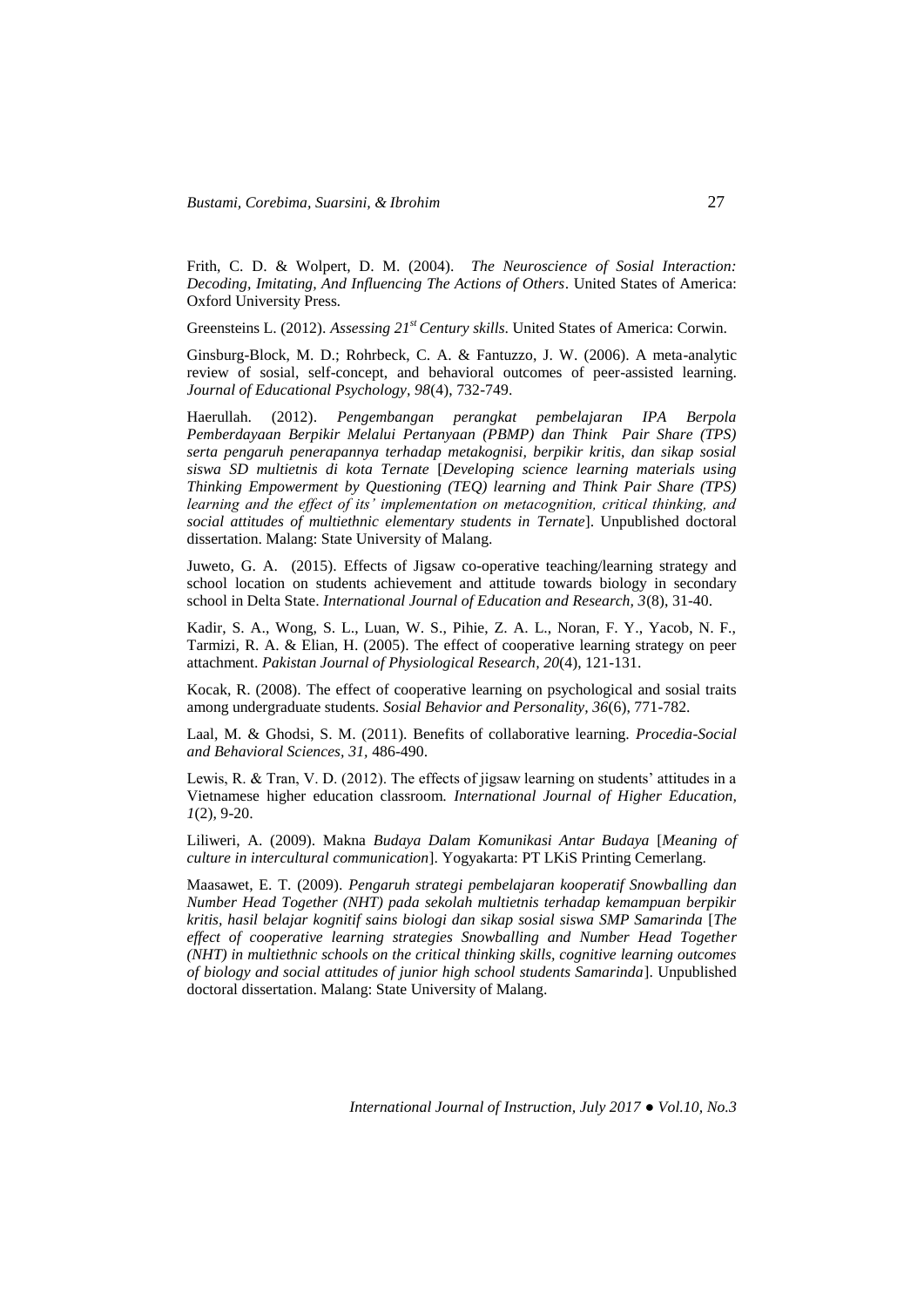Frith, C. D. & Wolpert, D. M. (2004). *The Neuroscience of Sosial Interaction: Decoding, Imitating, And Influencing The Actions of Others*. United States of America: Oxford University Press.

Greensteins L. (2012). *Assessing 21st Century skills*. United States of America: Corwin.

Ginsburg-Block, M. D.; Rohrbeck, C. A. & Fantuzzo, J. W. (2006). A meta-analytic review of sosial, self-concept, and behavioral outcomes of peer-assisted learning. *Journal of Educational Psychology, 98*(4), 732-749.

Haerullah. (2012). *Pengembangan perangkat pembelajaran IPA Berpola Pemberdayaan Berpikir Melalui Pertanyaan (PBMP) dan Think Pair Share (TPS) serta pengaruh penerapannya terhadap metakognisi, berpikir kritis, dan sikap sosial siswa SD multietnis di kota Ternate* [*Developing science learning materials using Thinking Empowerment by Questioning (TEQ) learning and Think Pair Share (TPS) learning and the effect of its' implementation on metacognition, critical thinking, and social attitudes of multiethnic elementary students in Ternate*]. Unpublished doctoral dissertation. Malang: State University of Malang.

Juweto, G. A. (2015). Effects of Jigsaw co-operative teaching/learning strategy and school location on students achievement and attitude towards biology in secondary school in Delta State. *International Journal of Education and Research, 3*(8), 31-40.

Kadir, S. A., Wong, S. L., Luan, W. S., Pihie, Z. A. L., Noran, F. Y., Yacob, N. F., Tarmizi, R. A. & Elian, H. (2005). The effect of cooperative learning strategy on peer attachment. *Pakistan Journal of Physiological Research, 20*(4), 121-131.

Kocak, R. (2008). The effect of cooperative learning on psychological and sosial traits among undergraduate students. *Sosial Behavior and Personality, 36*(6), 771-782.

Laal, M. & Ghodsi, S. M. (2011). Benefits of collaborative learning. *Procedia-Social and Behavioral Sciences, 31*, 486-490.

Lewis, R. & Tran, V. D. (2012). The effects of jigsaw learning on students' attitudes in a Vietnamese higher education classroom. *International Journal of Higher Education, 1*(2), 9-20.

Liliweri, A. (2009). Makna *Budaya Dalam Komunikasi Antar Budaya* [*Meaning of culture in intercultural communication*]. Yogyakarta: PT LKiS Printing Cemerlang.

Maasawet, E. T. (2009). *Pengaruh strategi pembelajaran kooperatif Snowballing dan Number Head Together (NHT) pada sekolah multietnis terhadap kemampuan berpikir kritis, hasil belajar kognitif sains biologi dan sikap sosial siswa SMP Samarinda* [*The effect of cooperative learning strategies Snowballing and Number Head Together (NHT) in multiethnic schools on the critical thinking skills, cognitive learning outcomes of biology and social attitudes of junior high school students Samarinda*]. Unpublished doctoral dissertation. Malang: State University of Malang.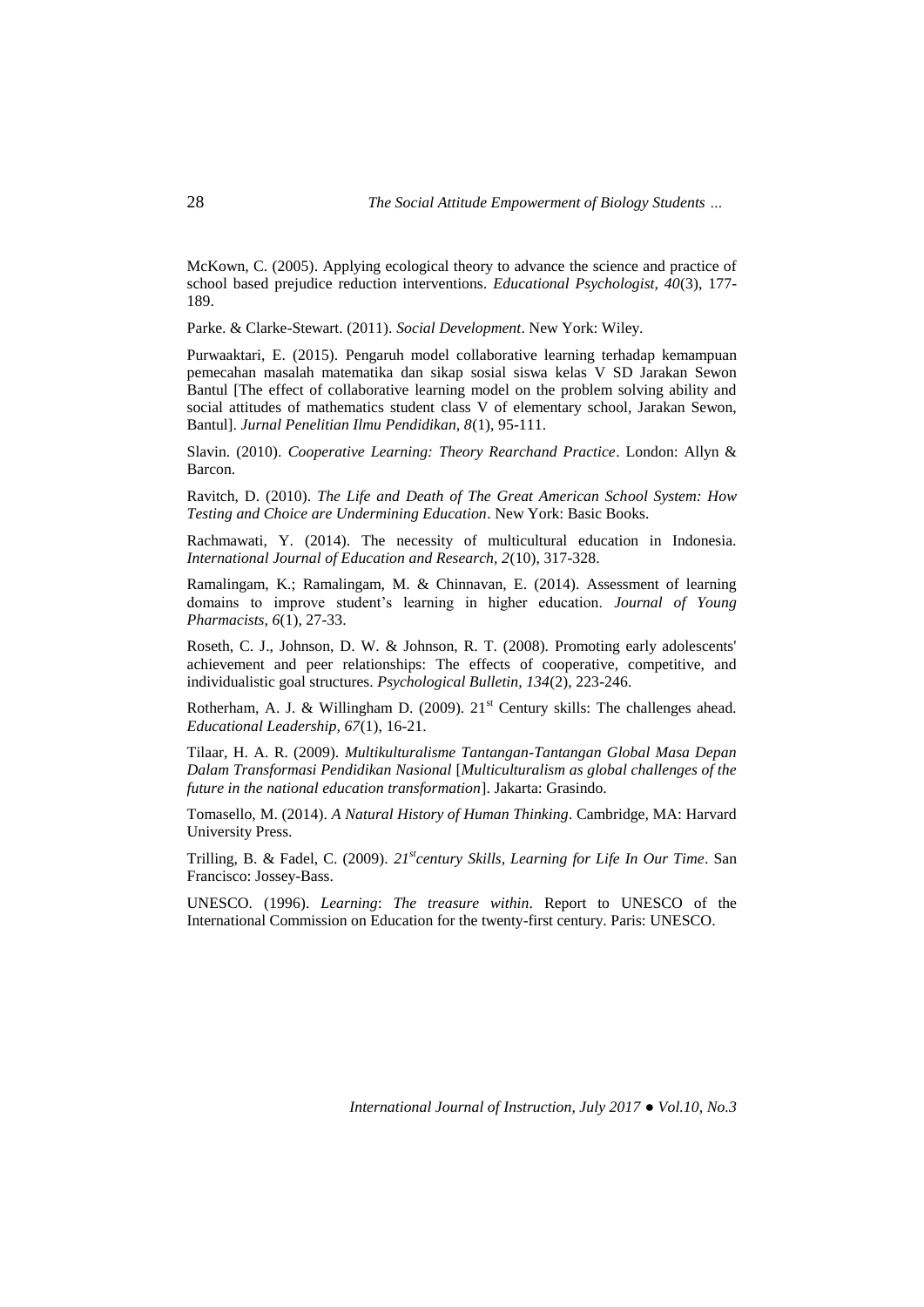McKown, C. (2005). Applying ecological theory to advance the science and practice of school based prejudice reduction interventions. *Educational Psychologist, 40*(3), 177-189.

Parke. & Clarke-Stewart. (2011). *Social Development*. New York: Wiley.

Purwaaktari, E. (2015). Pengaruh model collaborative learning terhadap kemampuan pemecahan masalah matematika dan sikap sosial siswa kelas V SD Jarakan Sewon Bantul [The effect of collaborative learning model on the problem solving ability and social attitudes of mathematics student class V of elementary school, Jarakan Sewon, Bantul]. *Jurnal Penelitian Ilmu Pendidikan, 8*(1), 95-111.

Slavin. (2010). *Cooperative Learning: Theory Rearchand Practice*. London: Allyn & Barcon.

Ravitch, D. (2010). *The Life and Death of The Great American School System: How Testing and Choice are Undermining Education*. New York: Basic Books.

Rachmawati, Y. (2014). The necessity of multicultural education in Indonesia. *International Journal of Education and Research, 2*(10), 317-328.

Ramalingam, K.; Ramalingam, M. & Chinnavan, E. (2014). Assessment of learning domains to improve student's learning in higher education. *Journal of Young Pharmacists, 6*(1), 27-33.

Roseth, C. J., Johnson, D. W. & Johnson, R. T. (2008). Promoting early adolescents' achievement and peer relationships: The effects of cooperative, competitive, and individualistic goal structures. *Psychological Bulletin, 134*(2), 223-246.

Rotherham, A. J. & Willingham D. (2009). 21st Century skills: The challenges ahead. *Educational Leadership, 67*(1), 16-21.

Tilaar, H. A. R. (2009). *Multikulturalisme Tantangan-Tantangan Global Masa Depan Dalam Transformasi Pendidikan Nasional* [*Multiculturalism as global challenges of the future in the national education transformation*]. Jakarta: Grasindo.

Tomasello, M. (2014). *A Natural History of Human Thinking*. Cambridge, MA: Harvard University Press.

Trilling, B. & Fadel, C. (2009). *21stcentury Skills, Learning for Life In Our Time*. San Francisco: Jossey-Bass.

UNESCO. (1996). *Learning*: *The treasure within*. Report to UNESCO of the International Commission on Education for the twenty-first century. Paris: UNESCO.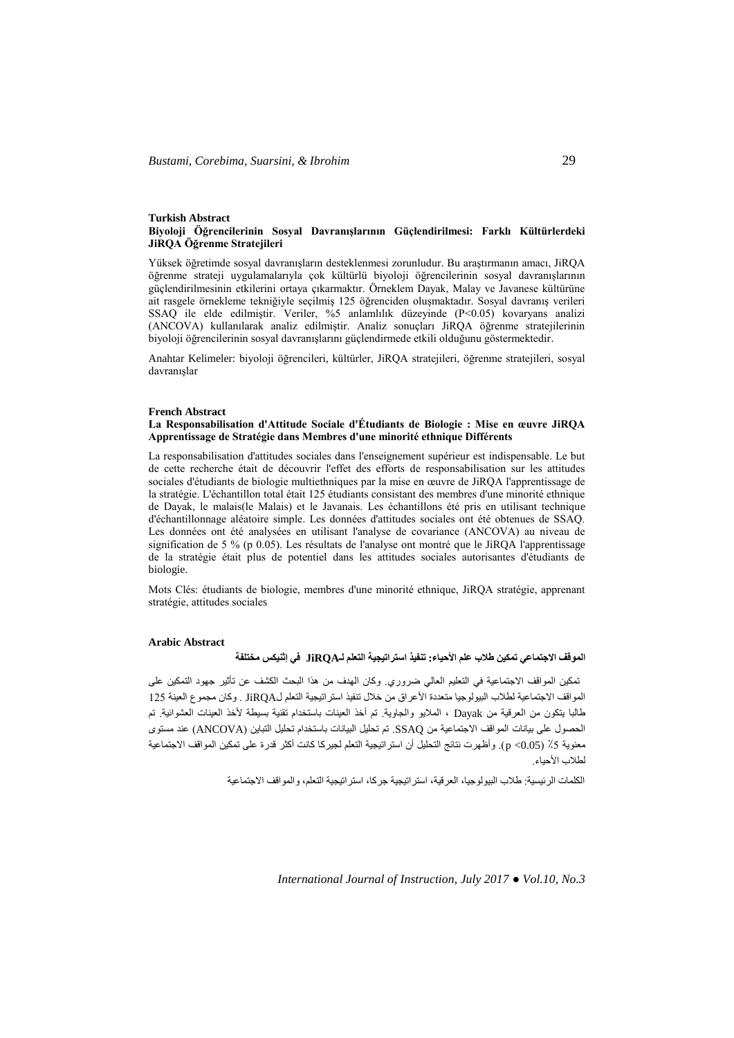**Turkish Abstract**

**Biyoloji Öğrencilerinin Sosyal Davranışlarının Güçlendirilmesi: Farklı Kültürlerdeki JiRQA Öğrenme Stratejileri**

Yüksek öğretimde sosyal davranışların desteklenmesi zorunludur. Bu araştırmanın amacı, JiRQA öğrenme strateji uygulamalarıyla çok kültürlü biyoloji öğrencilerinin sosyal davranışlarının güçlendirilmesinin etkilerini ortaya çıkarmaktır. Örneklem Dayak, Malay ve Javanese kültürüne ait rasgele örnekleme tekniğiyle seçilmiş 125 öğrenciden oluşmaktadır. Sosyal davranış verileri SSAQ ile elde edilmiştir. Veriler, %5 anlamlılık düzeyinde ($P<0.05$) kovaryans analizi (ANCOVA) kullanılarak analiz edilmiştir. Analiz sonuçları JiRQA öğrenme stratejilerinin biyoloji öğrencilerinin sosyal davranışlarını güçlendirmede etkili olduğunu göstermektedir.

Anahtar Kelimeler: biyoloji öğrencileri, kültürler, JiRQA stratejileri, öğrenme stratejileri, sosyal davranışlar

**French Abstract**

**La Responsabilisation d'Attitude Sociale d'Étudiants de Biologie : Mise en œuvre JiRQA Apprentissage de Stratégie dans Membres d'une minorité ethnique Différents**

La responsabilisation d'attitudes sociales dans l'enseignement supérieur est indispensable. Le but de cette recherche était de découvrir l'effet des efforts de responsabilisation sur les attitudes sociales d'étudiants de biologie multiethniques par la mise en œuvre de JiRQA l'apprentissage de la stratégie. L'échantillon total était 125 étudiants consistant des membres d'une minorité ethnique de Dayak, le malais(le Malais) et le Javanais. Les échantillons été pris en utilisant technique d'échantillonnage aléatoire simple. Les données d'attitudes sociales ont été obtenues de SSAQ. Les données ont été analysées en utilisant l'analyse de covariance (ANCOVA) au niveau de signification de 5 % (p 0.05). Les résultats de l'analyse ont montré que le JiRQA l'apprentissage de la stratégie était plus de potentiel dans les attitudes sociales autorisantes d'étudiants de biologie.

Mots Clés: étudiants de biologie, membres d'une minorité ethnique, JiRQA stratégie, apprenant stratégie, attitudes sociales

**Arabic Abstract**

**الموقف الاجتماعي تمكين طلاب علم الأحياء: تنفيذ استراتيجية التعلم لـJiRQA في إثنيكس مختلفة**

تمكين المواقف الاجتماعية في التعليم العالي ضروري. وكان الهدف من هذا البحث الكشف عن تأثير جهود التمكين على المواقف الاجتماعية لطلاب البيولوجيا متعددة الأعراق من خلال تنفيذ استراتيجية التعلم لJiRQA . وكان مجموع العينة 125 طالبا يتكون من العرقية من Dayak ، الملايو والجاوية. تم أخذ العينات باستخدام تقنية بسيطة لأخذ العينات العشوائية. تم الحصول على بيانات المواقف الاجتماعية من SSAQ. تم تحليل البيانات باستخدام تحليل التباين (ANCOVA) عند مستوى معنوية 5٪ (p <0.05). وأظهرت نتائج التحليل أن استراتيجية التعلم لجيركا كانت أكثر قدرة على تمكين المواقف الاجتماعية لطلاب الأحياء.

الكلمات الرئيسية: طلاب البيولوجيا، العرقية، استراتيجية جركا، استراتيجية التعلم، والمواقف الاجتماعية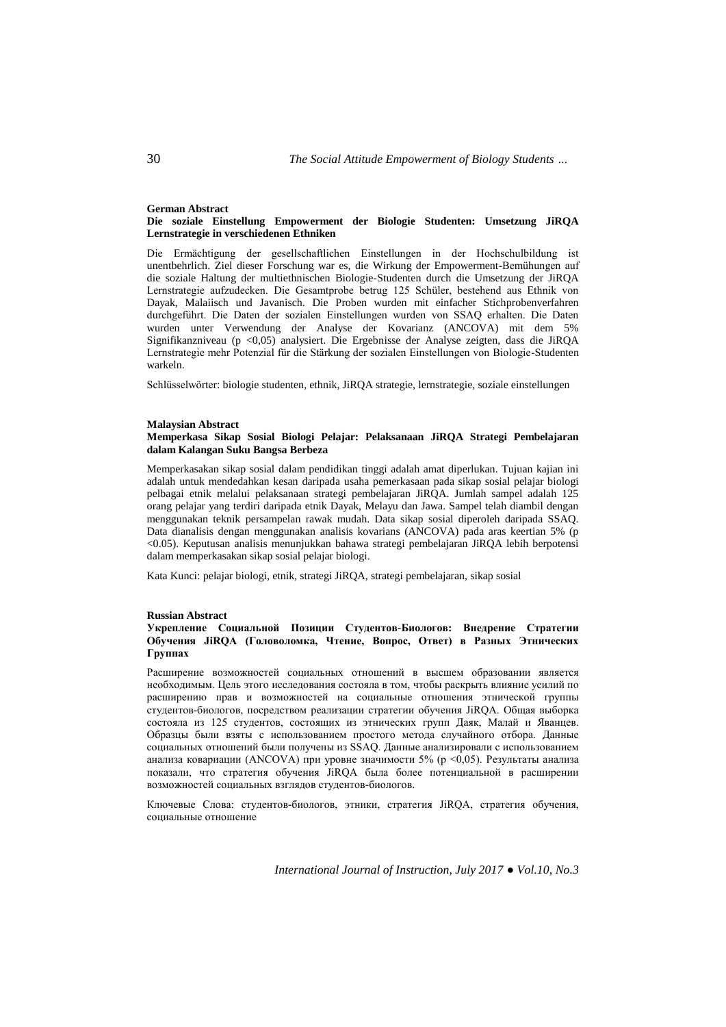**German Abstract**

**Die soziale Einstellung Empowerment der Biologie Studenten: Umsetzung JiRQA Lernstrategie in verschiedenen Ethniken**

Die Ermächtigung der gesellschaftlichen Einstellungen in der Hochschulbildung ist unentbehrlich. Ziel dieser Forschung war es, die Wirkung der Empowerment-Bemühungen auf die soziale Haltung der multiethnischen Biologie-Studenten durch die Umsetzung der JiRQA Lernstrategie aufzudecken. Die Gesamtprobe betrug 125 Schüler, bestehend aus Ethnik von Dayak, Malaiisch und Javanisch. Die Proben wurden mit einfacher Stichprobenverfahren durchgeführt. Die Daten der sozialen Einstellungen wurden von SSAQ erhalten. Die Daten wurden unter Verwendung der Analyse der Kovarianz (ANCOVA) mit dem 5% Signifikanzniveau ($p < 0,05$) analysiert. Die Ergebnisse der Analyse zeigten, dass die JiRQA Lernstrategie mehr Potenzial für die Stärkung der sozialen Einstellungen von Biologie-Studenten warkeln.

Schlüsselwörter: biologie studenten, ethnik, JiRQA strategie, lernstrategie, soziale einstellungen

**Malaysian Abstract**

**Memperkasa Sikap Sosial Biologi Pelajar: Pelaksanaan JiRQA Strategi Pembelajaran dalam Kalangan Suku Bangsa Berbeza**

Memperkasakan sikap sosial dalam pendidikan tinggi adalah amat diperlukan. Tujuan kajian ini adalah untuk mendedahkan kesan daripada usaha pemerkasaan pada sikap sosial pelajar biologi pelbagai etnik melalui pelaksanaan strategi pembelajaran JiRQA. Jumlah sampel adalah 125 orang pelajar yang terdiri daripada etnik Dayak, Melayu dan Jawa. Sampel telah diambil dengan menggunakan teknik persampelan rawak mudah. Data sikap sosial diperoleh daripada SSAQ. Data dianalisis dengan menggunakan analisis kovarians (ANCOVA) pada aras keertian 5% ($p < 0.05$). Keputusan analisis menunjukkan bahawa strategi pembelajaran JiRQA lebih berpotensi dalam memperkasakan sikap sosial pelajar biologi.

Kata Kunci: pelajar biologi, etnik, strategi JiRQA, strategi pembelajaran, sikap sosial

**Russian Abstract**

**Укрепление Социальной Позиции Студентов-Биологов: Внедрение Стратегии Обучения JiRQA (Головоломка, Чтение, Вопрос, Ответ) в Разных Этнических Группах**

Расширение возможностей социальных отношений в высшем образовании является необходимым. Цель этого исследования состояла в том, чтобы раскрыть влияние усилий по расширению прав и возможностей на социальные отношения этнической группы студентов-биологов, посредством реализации стратегии обучения JiRQA. Общая выборка состояла из 125 студентов, состоящих из этнических групп Даяк, Малай и Яванцев. Образцы были взяты с использованием простого метода случайного отбора. Данные социальных отношений были получены из SSAQ. Данные анализировали с использованием анализа ковариации (ANCOVA) при уровне значимости 5% ($p < 0,05$). Результаты анализа показали, что стратегия обучения JiRQA была более потенциальной в расширении возможностей социальных взглядов студентов-биологов.

Ключевые Слова: студентов-биологов, этники, стратегия JiRQA, стратегия обучения, социальные отношение